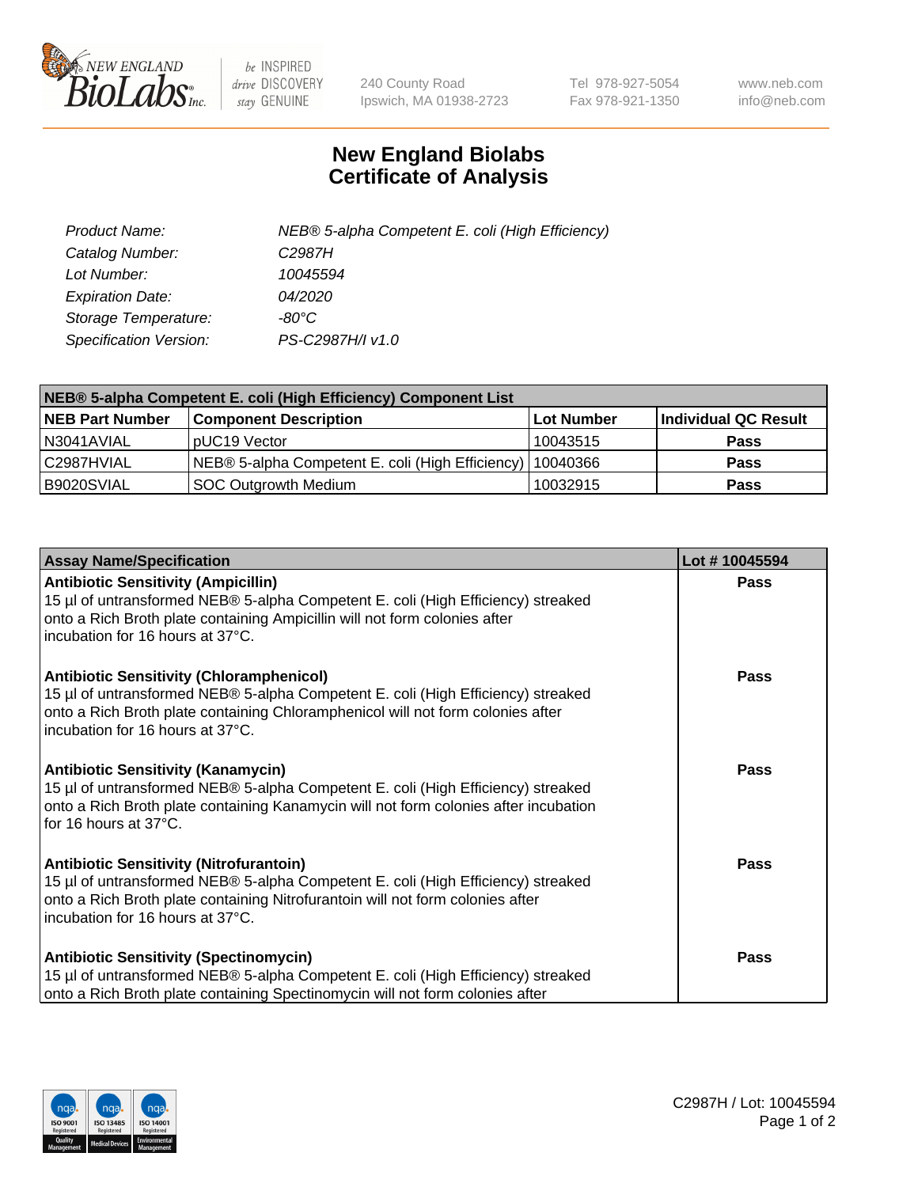# New England Biolabs Certificate of Analysis

| | |
|---|---|
| *Product Name:* | *NEB® 5-alpha Competent E. coli (High Efficiency)* |
| *Catalog Number:* | *C2987H* |
| *Lot Number:* | *10045594* |
| *Expiration Date:* | *04/2020* |
| *Storage Temperature:* | *-80°C* |
| *Specification Version:* | *PS-C2987H/I v1.0* |

| NEB® 5-alpha Competent E. coli (High Efficiency) Component List | | | |
|---|---|---|---|
| **NEB Part Number** | **Component Description** | **Lot Number** | **Individual QC Result** |
| N3041AVIAL | pUC19 Vector | 10043515 | **Pass** |
| C2987HVIAL | NEB® 5-alpha Competent E. coli (High Efficiency) | 10040366 | **Pass** |
| B9020SVIAL | SOC Outgrowth Medium | 10032915 | **Pass** |

| Assay Name/Specification | Lot # 10045594 |
|---|---|
| **Antibiotic Sensitivity (Ampicillin)** 15 µl of untransformed NEB® 5-alpha Competent E. coli (High Efficiency) streaked onto a Rich Broth plate containing Ampicillin will not form colonies after incubation for 16 hours at 37°C. | **Pass** |
| **Antibiotic Sensitivity (Chloramphenicol)** 15 µl of untransformed NEB® 5-alpha Competent E. coli (High Efficiency) streaked onto a Rich Broth plate containing Chloramphenicol will not form colonies after incubation for 16 hours at 37°C. | **Pass** |
| **Antibiotic Sensitivity (Kanamycin)** 15 µl of untransformed NEB® 5-alpha Competent E. coli (High Efficiency) streaked onto a Rich Broth plate containing Kanamycin will not form colonies after incubation for 16 hours at 37°C. | **Pass** |
| **Antibiotic Sensitivity (Nitrofurantoin)** 15 µl of untransformed NEB® 5-alpha Competent E. coli (High Efficiency) streaked onto a Rich Broth plate containing Nitrofurantoin will not form colonies after incubation for 16 hours at 37°C. | **Pass** |
| **Antibiotic Sensitivity (Spectinomycin)** 15 µl of untransformed NEB® 5-alpha Competent E. coli (High Efficiency) streaked onto a Rich Broth plate containing Spectinomycin will not form colonies after | **Pass** |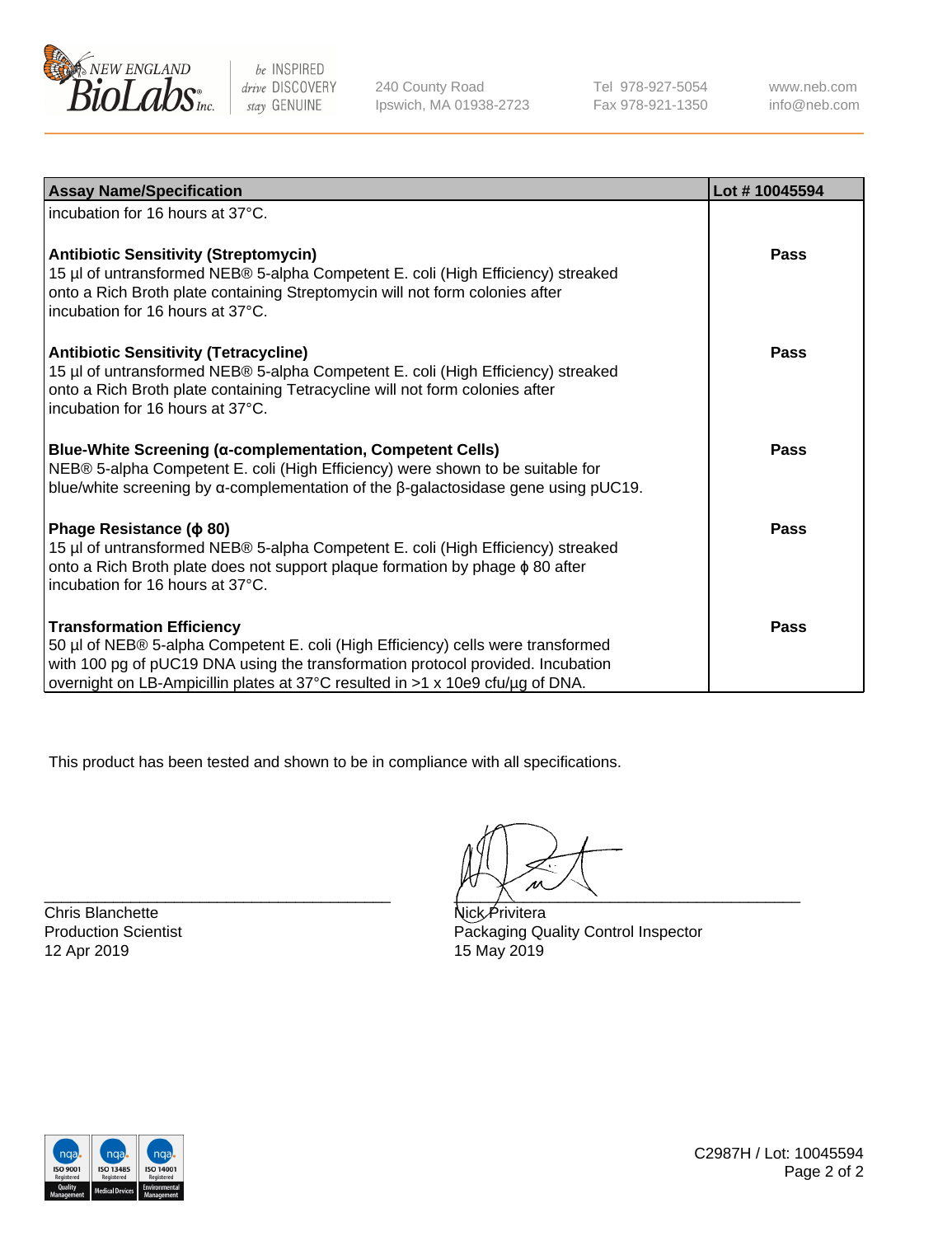| Assay Name/Specification | Lot # 10045594 |
|---|---|
| incubation for 16 hours at 37°C. | |
| **Antibiotic Sensitivity (Streptomycin)**<br>15 µl of untransformed NEB® 5-alpha Competent E. coli (High Efficiency) streaked onto a Rich Broth plate containing Streptomycin will not form colonies after incubation for 16 hours at 37°C. | **Pass** |
| **Antibiotic Sensitivity (Tetracycline)**<br>15 µl of untransformed NEB® 5-alpha Competent E. coli (High Efficiency) streaked onto a Rich Broth plate containing Tetracycline will not form colonies after incubation for 16 hours at 37°C. | **Pass** |
| **Blue-White Screening (α-complementation, Competent Cells)**<br>NEB® 5-alpha Competent E. coli (High Efficiency) were shown to be suitable for blue/white screening by α-complementation of the β-galactosidase gene using pUC19. | **Pass** |
| **Phage Resistance (ϕ 80)**<br>15 µl of untransformed NEB® 5-alpha Competent E. coli (High Efficiency) streaked onto a Rich Broth plate does not support plaque formation by phage ϕ 80 after incubation for 16 hours at 37°C. | **Pass** |
| **Transformation Efficiency**<br>50 µl of NEB® 5-alpha Competent E. coli (High Efficiency) cells were transformed with 100 pg of pUC19 DNA using the transformation protocol provided. Incubation overnight on LB-Ampicillin plates at 37°C resulted in >1 x 10e9 cfu/µg of DNA. | **Pass** |

This product has been tested and shown to be in compliance with all specifications.

Chris Blanchette
Production Scientist
12 Apr 2019

Nick Privitera
Packaging Quality Control Inspector
15 May 2019

C2987H / Lot: 10045594